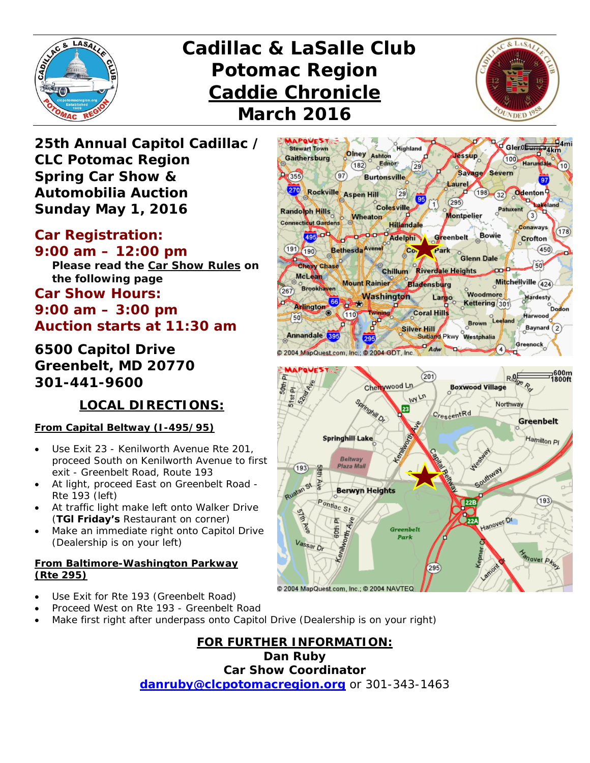# Cadillac & LaSalle Club Potomac Region Caddie Chronicle March 2016

## 25th Annual Capitol Cadillac / CLC Potomac Region Spring Car Show & Automobilia Auction Sunday May 1, 2016

**Car Registration:**
**9:00 am – 12:00 pm**

**Please read the Car Show Rules on the following page**

**Car Show Hours:**
**9:00 am – 3:00 pm**
**Auction starts at 11:30 am**

**6500 Capitol Drive**
**Greenbelt, MD 20770**
**301-441-9600**

### LOCAL DIRECTIONS:

**From Capital Beltway (I-495/95)**

- Use Exit 23 - Kenilworth Avenue Rte 201, proceed South on Kenilworth Avenue to first exit - Greenbelt Road, Route 193
- At light, proceed East on Greenbelt Road - Rte 193 (left)
- At traffic light make left onto Walker Drive (**TGI Friday's** Restaurant on corner)
- Make an immediate right onto Capitol Drive (Dealership is on your left)

**From Baltimore-Washington Parkway (Rte 295)**

- Use Exit for Rte 193 (Greenbelt Road)
- Proceed West on Rte 193 - Greenbelt Road
- Make first right after underpass onto Capitol Drive (Dealership is on your right)

### FOR FURTHER INFORMATION:

**Dan Ruby**
**Car Show Coordinator**
danruby@clcpotomacregion.org or 301-343-1463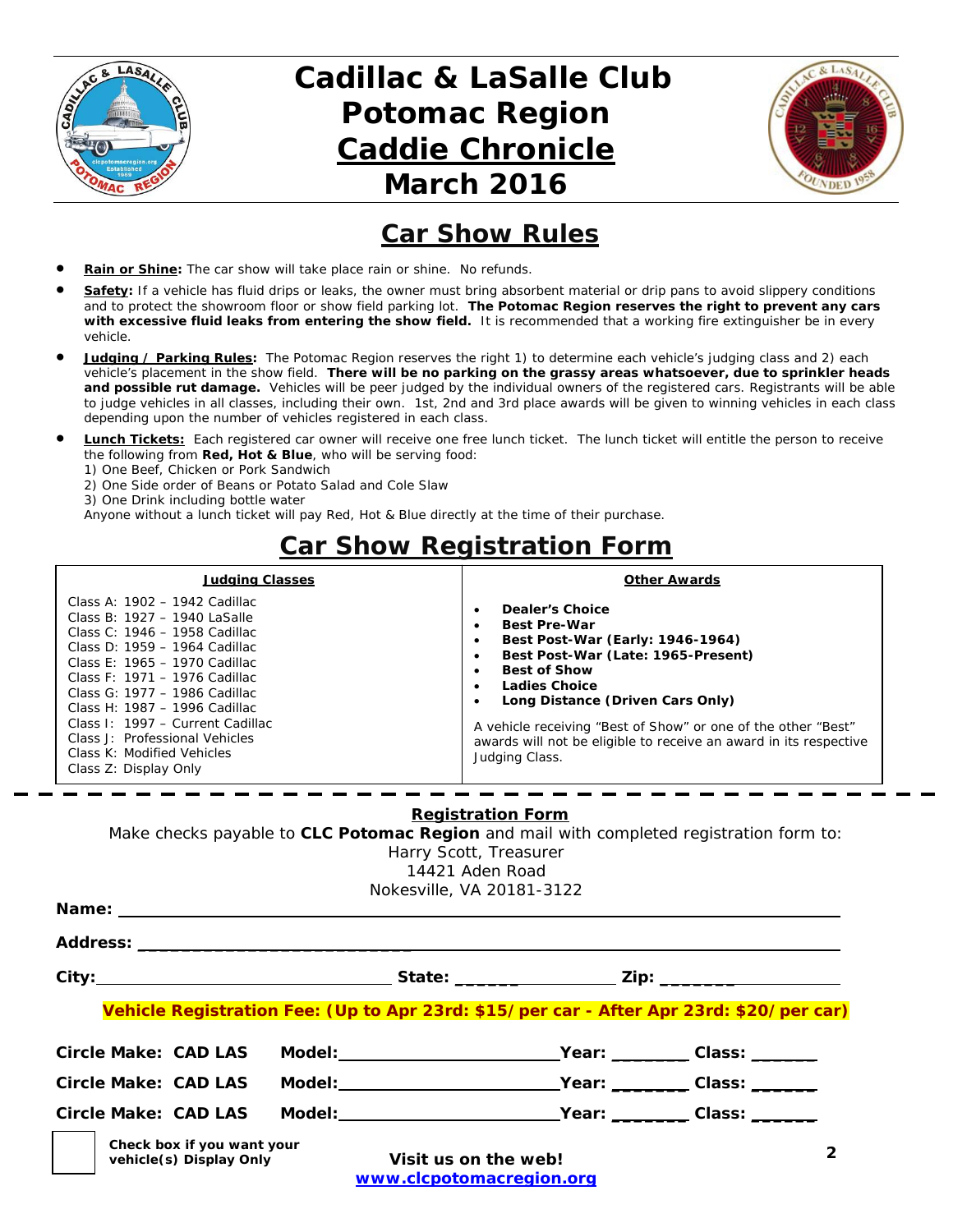# Cadillac & LaSalle Club Potomac Region

# Caddie Chronicle

# March 2016

## Car Show Rules

- **Rain or Shine:** The car show will take place rain or shine. No refunds.
- **Safety:** If a vehicle has fluid drips or leaks, the owner must bring absorbent material or drip pans to avoid slippery conditions and to protect the showroom floor or show field parking lot. **The Potomac Region reserves the right to prevent any cars with excessive fluid leaks from entering the show field.** It is recommended that a working fire extinguisher be in every vehicle.
- **Judging / Parking Rules:** The Potomac Region reserves the right 1) to determine each vehicle's judging class and 2) each vehicle's placement in the show field. **There will be no parking on the grassy areas whatsoever, due to sprinkler heads and possible rut damage.** Vehicles will be peer judged by the individual owners of the registered cars. Registrants will be able to judge vehicles in all classes, including their own. 1st, 2nd and 3rd place awards will be given to winning vehicles in each class depending upon the number of vehicles registered in each class.
- **Lunch Tickets:** Each registered car owner will receive one free lunch ticket. The lunch ticket will entitle the person to receive the following from **Red, Hot & Blue**, who will be serving food:
  1) One Beef, Chicken or Pork Sandwich
  2) One Side order of Beans or Potato Salad and Cole Slaw
  3) One Drink including bottle water

  Anyone without a lunch ticket will pay Red, Hot & Blue directly at the time of their purchase.

## Car Show Registration Form

| Judging Classes | Other Awards |
|---|---|
| Class A: 1902 – 1942 Cadillac<br>Class B: 1927 – 1940 LaSalle<br>Class C: 1946 – 1958 Cadillac<br>Class D: 1959 – 1964 Cadillac<br>Class E: 1965 – 1970 Cadillac<br>Class F: 1971 – 1976 Cadillac<br>Class G: 1977 – 1986 Cadillac<br>Class H: 1987 – 1996 Cadillac<br>Class I: 1997 – Current Cadillac<br>Class J: Professional Vehicles<br>Class K: Modified Vehicles<br>Class Z: Display Only | • **Dealer's Choice**<br>• **Best Pre-War**<br>• **Best Post-War (Early: 1946-1964)**<br>• **Best Post-War (Late: 1965-Present)**<br>• **Best of Show**<br>• **Ladies Choice**<br>• **Long Distance (Driven Cars Only)**<br><br>A vehicle receiving "Best of Show" or one of the other "Best" awards will not be eligible to receive an award in its respective Judging Class. |

### Registration Form

Make checks payable to **CLC Potomac Region** and mail with completed registration form to:
Harry Scott, Treasurer
14421 Aden Road
Nokesville, VA 20181-3122

**Name:** ______________________________

**Address:** ______________________________

**City:** ______________ **State:** ______ **Zip:** _______

**Vehicle Registration Fee: (Up to Apr 23rd: $15/per car - After Apr 23rd: $20/per car)**

**Circle Make: CAD LAS** **Model:** ____________ **Year:** ________ **Class:** ______

**Circle Make: CAD LAS** **Model:** ____________ **Year:** ________ **Class:** ______

**Circle Make: CAD LAS** **Model:** ____________ **Year:** ________ **Class:** ______

☐ **Check box if you want your vehicle(s) Display Only**

**Visit us on the web!**
**www.clcpotomacregion.org**